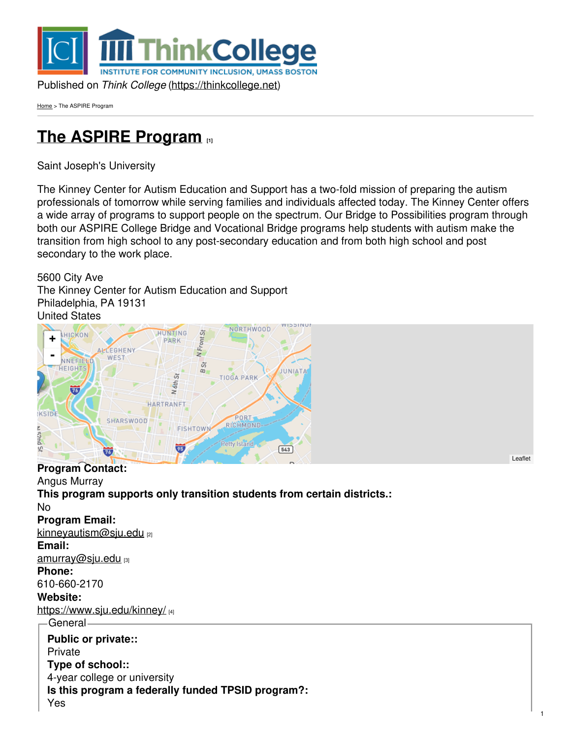Published on *Think College* (https://thinkcollege.net)

Home > The ASPIRE Program

# The ASPIRE Program [1]

Saint Joseph's University

The Kinney Center for Autism Education and Support has a two-fold mission of preparing the autism professionals of tomorrow while serving families and individuals affected today. The Kinney Center offers a wide array of programs to support people on the spectrum. Our Bridge to Possibilities program through both our ASPIRE College Bridge and Vocational Bridge programs help students with autism make the transition from high school to any post-secondary education and from both high school and post secondary to the work place.

5600 City Ave
The Kinney Center for Autism Education and Support
Philadelphia, PA 19131
United States

**Program Contact:**
Angus Murray
**This program supports only transition students from certain districts.:**
No
**Program Email:**
kinneyautism@sju.edu [2]
**Email:**
amurray@sju.edu [3]
**Phone:**
610-660-2170
**Website:**
https://www.sju.edu/kinney/ [4]

General

**Public or private::**
Private
**Type of school::**
4-year college or university
**Is this program a federally funded TPSID program?:**
Yes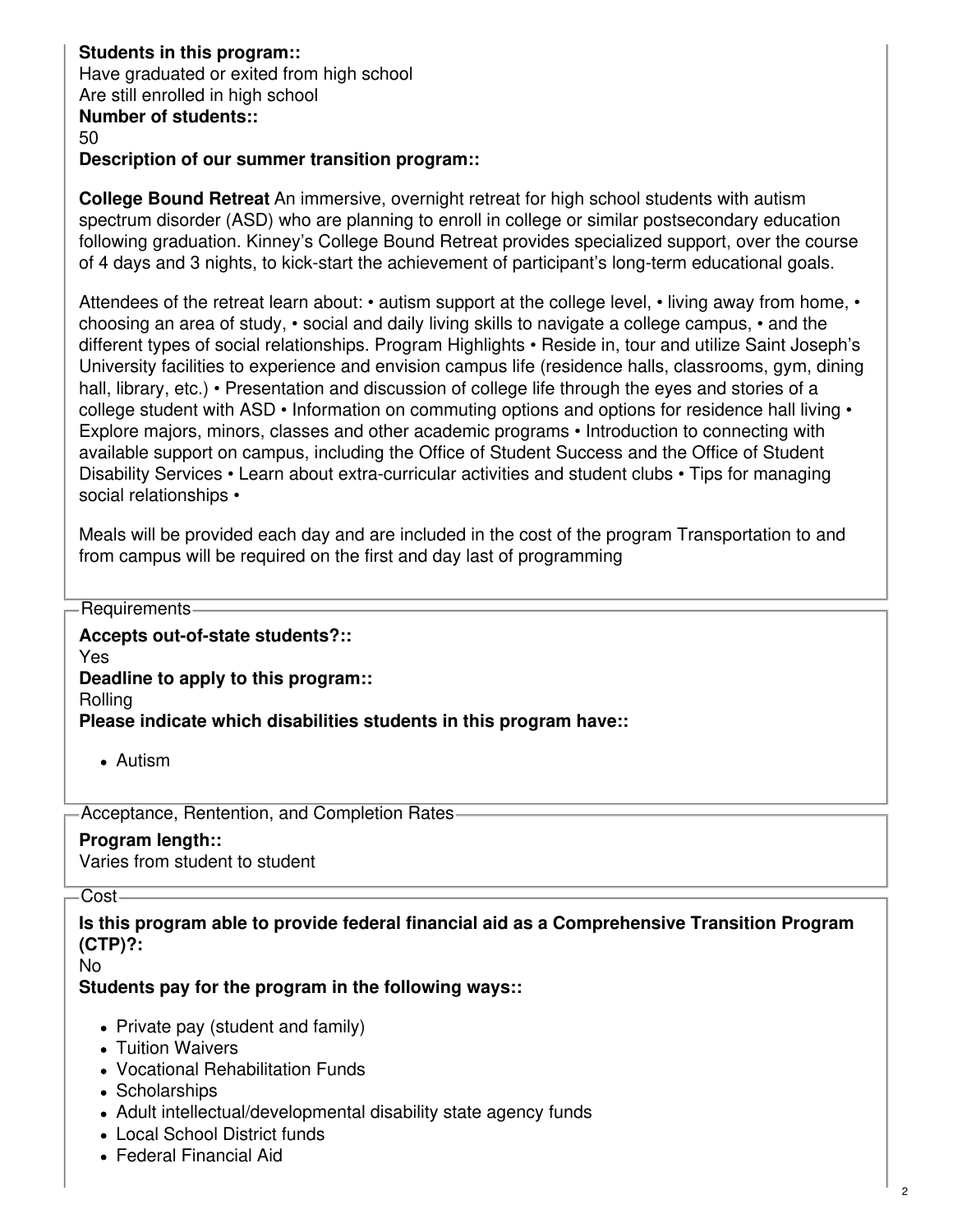**Students in this program::**
Have graduated or exited from high school
Are still enrolled in high school
**Number of students::**
50
**Description of our summer transition program::**

**College Bound Retreat** An immersive, overnight retreat for high school students with autism spectrum disorder (ASD) who are planning to enroll in college or similar postsecondary education following graduation. Kinney's College Bound Retreat provides specialized support, over the course of 4 days and 3 nights, to kick-start the achievement of participant's long-term educational goals.

Attendees of the retreat learn about: • autism support at the college level, • living away from home, • choosing an area of study, • social and daily living skills to navigate a college campus, • and the different types of social relationships. Program Highlights • Reside in, tour and utilize Saint Joseph's University facilities to experience and envision campus life (residence halls, classrooms, gym, dining hall, library, etc.) • Presentation and discussion of college life through the eyes and stories of a college student with ASD • Information on commuting options and options for residence hall living • Explore majors, minors, classes and other academic programs • Introduction to connecting with available support on campus, including the Office of Student Success and the Office of Student Disability Services • Learn about extra-curricular activities and student clubs • Tips for managing social relationships •

Meals will be provided each day and are included in the cost of the program Transportation to and from campus will be required on the first and day last of programming

## Requirements

**Accepts out-of-state students?::**
Yes
**Deadline to apply to this program::**
Rolling
**Please indicate which disabilities students in this program have::**

- Autism

## Acceptance, Rentention, and Completion Rates

**Program length::**
Varies from student to student

## Cost

**Is this program able to provide federal financial aid as a Comprehensive Transition Program (CTP)?:**
No
**Students pay for the program in the following ways::**

- Private pay (student and family)
- Tuition Waivers
- Vocational Rehabilitation Funds
- Scholarships
- Adult intellectual/developmental disability state agency funds
- Local School District funds
- Federal Financial Aid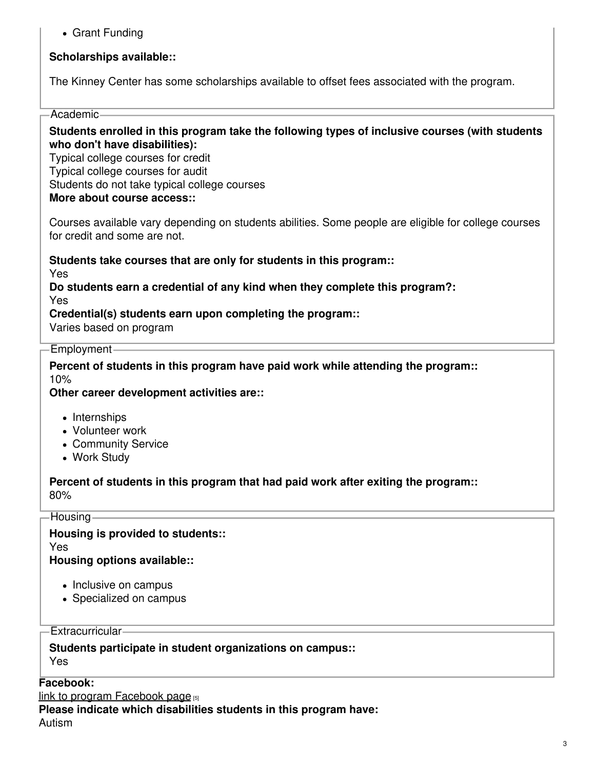- Grant Funding

**Scholarships available::**

The Kinney Center has some scholarships available to offset fees associated with the program.

## Academic

**Students enrolled in this program take the following types of inclusive courses (with students who don't have disabilities):**
Typical college courses for credit
Typical college courses for audit
Students do not take typical college courses
**More about course access::**

Courses available vary depending on students abilities. Some people are eligible for college courses for credit and some are not.

**Students take courses that are only for students in this program::**
Yes
**Do students earn a credential of any kind when they complete this program?:**
Yes
**Credential(s) students earn upon completing the program::**
Varies based on program

## Employment

**Percent of students in this program have paid work while attending the program::**
10%
**Other career development activities are::**

- Internships
- Volunteer work
- Community Service
- Work Study

**Percent of students in this program that had paid work after exiting the program::**
80%

## Housing

**Housing is provided to students::**
Yes
**Housing options available::**

- Inclusive on campus
- Specialized on campus

## Extracurricular

**Students participate in student organizations on campus::**
Yes

**Facebook:**
link to program Facebook page [5]
**Please indicate which disabilities students in this program have:**
Autism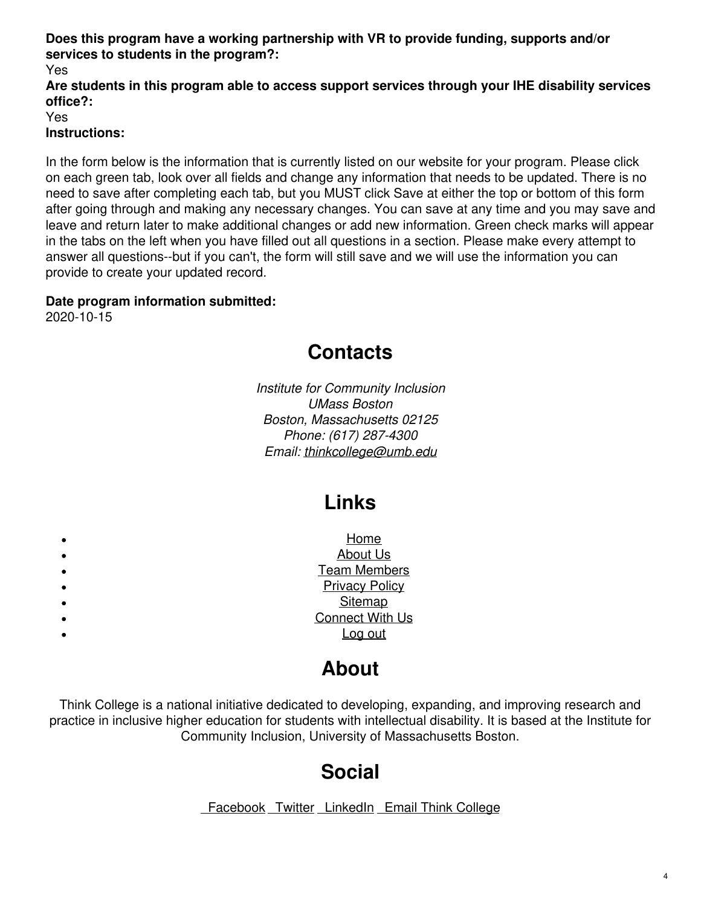**Does this program have a working partnership with VR to provide funding, supports and/or services to students in the program?:**
Yes
**Are students in this program able to access support services through your IHE disability services office?:**
Yes
**Instructions:**

In the form below is the information that is currently listed on our website for your program. Please click on each green tab, look over all fields and change any information that needs to be updated. There is no need to save after completing each tab, but you MUST click Save at either the top or bottom of this form after going through and making any necessary changes. You can save at any time and you may save and leave and return later to make additional changes or add new information. Green check marks will appear in the tabs on the left when you have filled out all questions in a section. Please make every attempt to answer all questions--but if you can't, the form will still save and we will use the information you can provide to create your updated record.

**Date program information submitted:**
2020-10-15

## Contacts

*Institute for Community Inclusion*
*UMass Boston*
*Boston, Massachusetts 02125*
*Phone: (617) 287-4300*
*Email: thinkcollege@umb.edu*

## Links

- Home
- About Us
- Team Members
- Privacy Policy
- Sitemap
- Connect With Us
- Log out

## About

Think College is a national initiative dedicated to developing, expanding, and improving research and practice in inclusive higher education for students with intellectual disability. It is based at the Institute for Community Inclusion, University of Massachusetts Boston.

## Social

Facebook Twitter LinkedIn Email Think College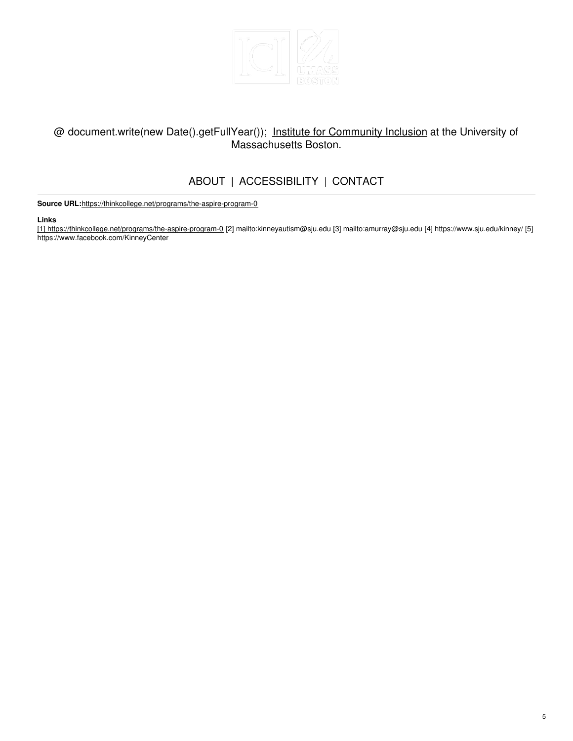@ document.write(new Date().getFullYear()); Institute for Community Inclusion at the University of Massachusetts Boston.

ABOUT | ACCESSIBILITY | CONTACT

**Source URL:**https://thinkcollege.net/programs/the-aspire-program-0

**Links**
[1] https://thinkcollege.net/programs/the-aspire-program-0 [2] mailto:kinneyautism@sju.edu [3] mailto:amurray@sju.edu [4] https://www.sju.edu/kinney/ [5] https://www.facebook.com/KinneyCenter